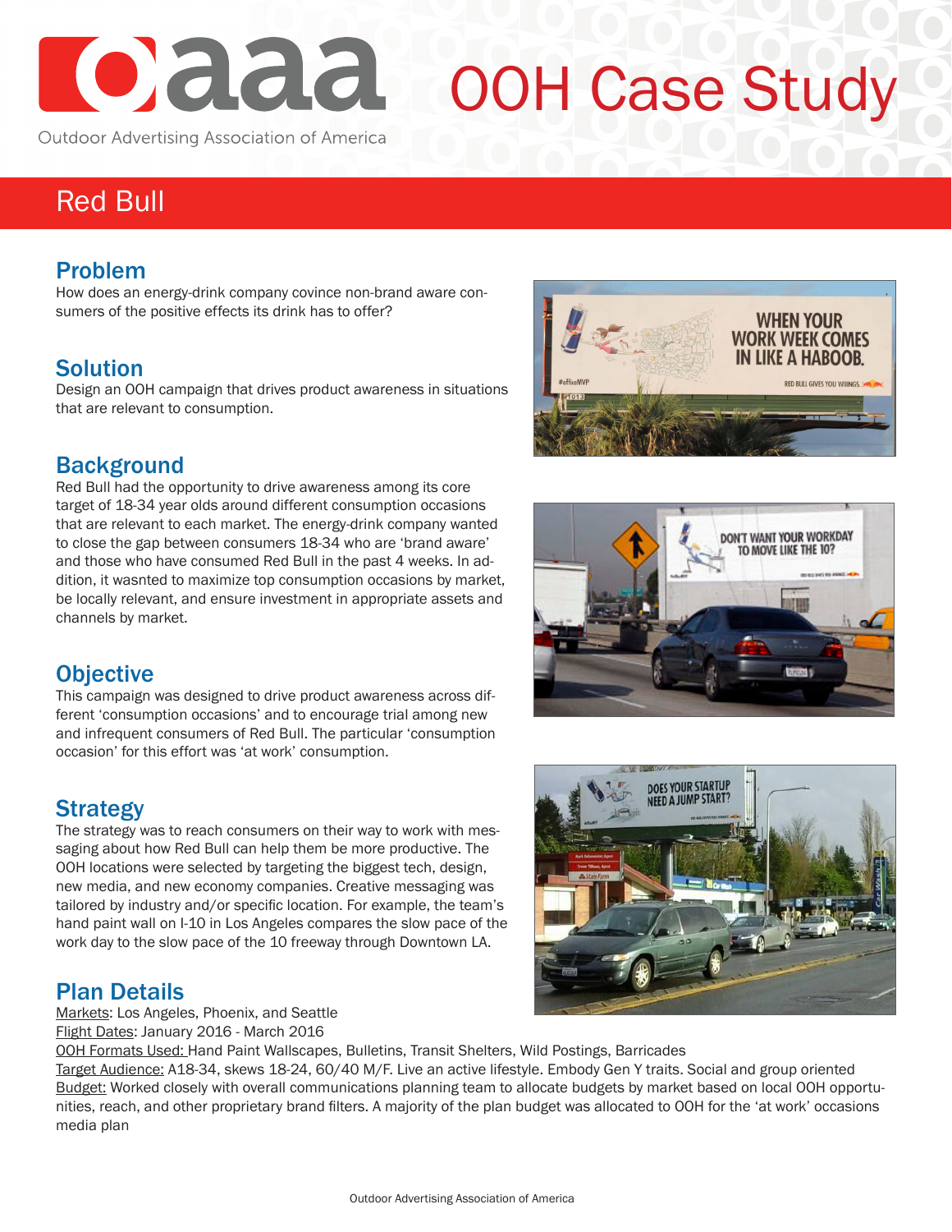# OOH Case Study

Outdoor Advertising Association of America

## Red Bull

### Problem

How does an energy-drink company covince non-brand aware consumers of the positive effects its drink has to offer?

### Solution

Design an OOH campaign that drives product awareness in situations that are relevant to consumption.

### Background

Red Bull had the opportunity to drive awareness among its core target of 18-34 year olds around different consumption occasions that are relevant to each market. The energy-drink company wanted to close the gap between consumers 18-34 who are 'brand aware' and those who have consumed Red Bull in the past 4 weeks. In addition, it wasnted to maximize top consumption occasions by market, be locally relevant, and ensure investment in appropriate assets and channels by market.

### Objective

This campaign was designed to drive product awareness across different 'consumption occasions' and to encourage trial among new and infrequent consumers of Red Bull. The particular 'consumption occasion' for this effort was 'at work' consumption.

### Strategy

The strategy was to reach consumers on their way to work with messaging about how Red Bull can help them be more productive. The OOH locations were selected by targeting the biggest tech, design, new media, and new economy companies. Creative messaging was tailored by industry and/or specific location. For example, the team's hand paint wall on I-10 in Los Angeles compares the slow pace of the work day to the slow pace of the 10 freeway through Downtown LA.

### Plan Details

Markets: Los Angeles, Phoenix, and Seattle
Flight Dates: January 2016 - March 2016
OOH Formats Used: Hand Paint Wallscapes, Bulletins, Transit Shelters, Wild Postings, Barricades
Target Audience: A18-34, skews 18-24, 60/40 M/F. Live an active lifestyle. Embody Gen Y traits. Social and group oriented
Budget: Worked closely with overall communications planning team to allocate budgets by market based on local OOH opportunities, reach, and other proprietary brand filters. A majority of the plan budget was allocated to OOH for the 'at work' occasions media plan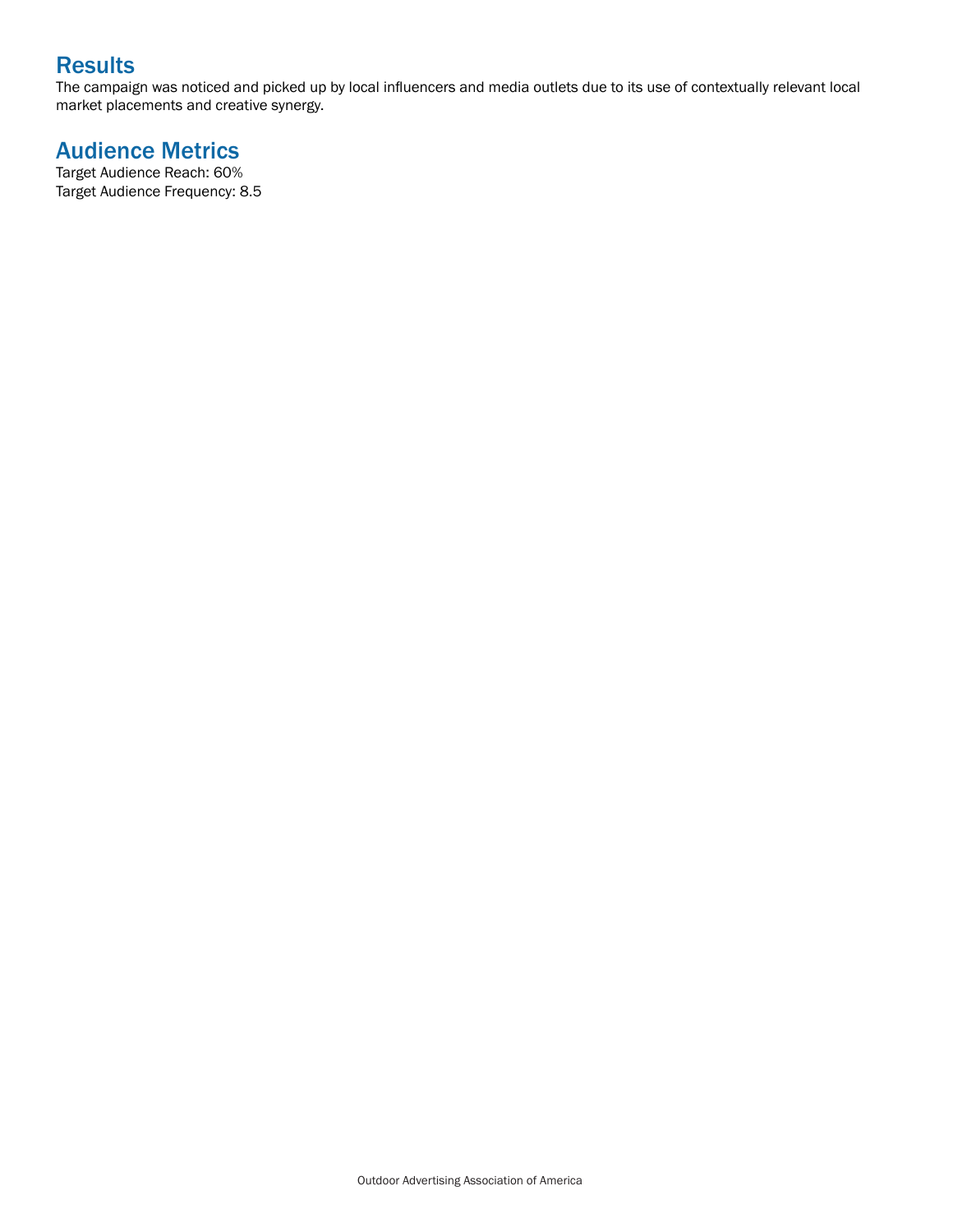## Results

The campaign was noticed and picked up by local influencers and media outlets due to its use of contextually relevant local market placements and creative synergy.

## Audience Metrics

Target Audience Reach: 60%
Target Audience Frequency: 8.5